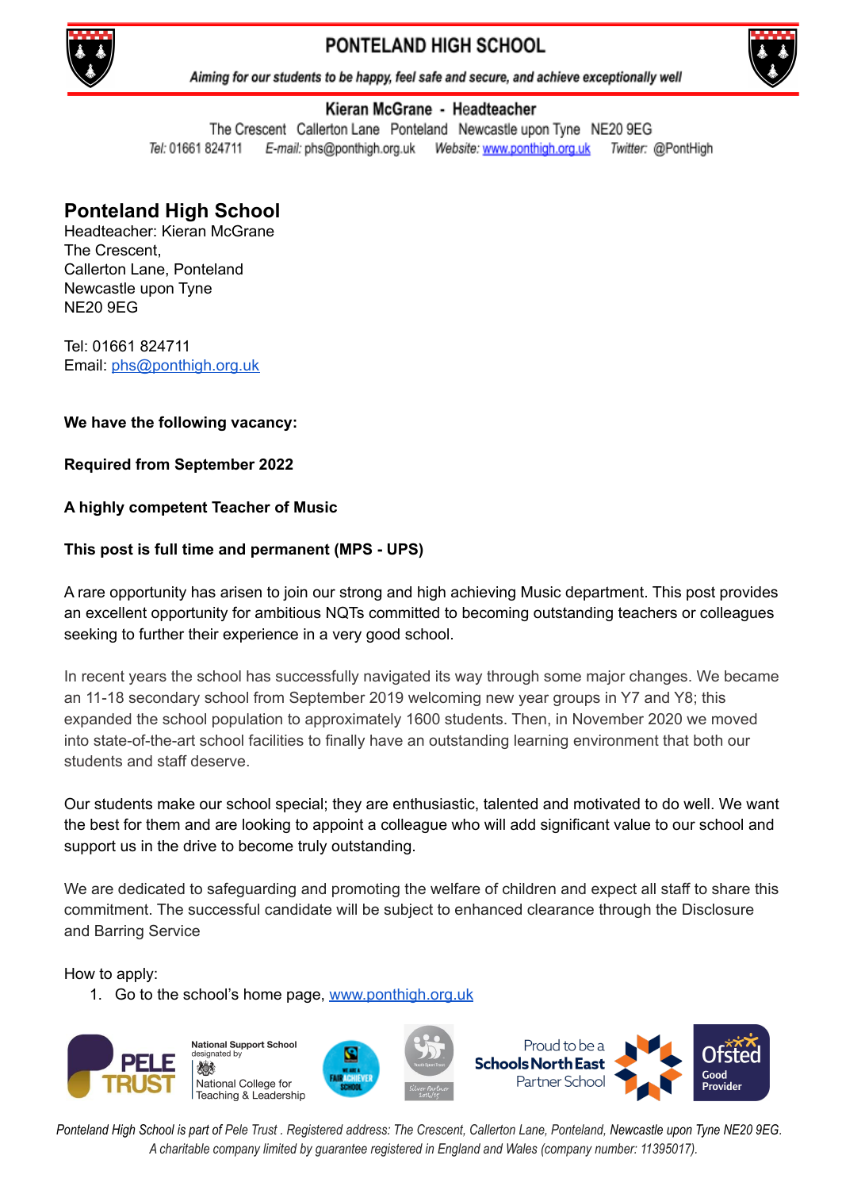# PONTELAND HIGH SCHOOL

*Aiming for our students to be happy, feel safe and secure, and achieve exceptionally well*

**Kieran McGrane - Headteacher**

The Crescent Callerton Lane Ponteland Newcastle upon Tyne NE20 9EG

*Tel:* 01661 824711 *E-mail:* phs@ponthigh.org.uk *Website:* www.ponthigh.org.uk *Twitter:* @PontHigh

## Ponteland High School

Headteacher: Kieran McGrane
The Crescent,
Callerton Lane, Ponteland
Newcastle upon Tyne
NE20 9EG

Tel: 01661 824711
Email: phs@ponthigh.org.uk

**We have the following vacancy:**

**Required from September 2022**

**A highly competent Teacher of Music**

**This post is full time and permanent (MPS - UPS)**

A rare opportunity has arisen to join our strong and high achieving Music department. This post provides an excellent opportunity for ambitious NQTs committed to becoming outstanding teachers or colleagues seeking to further their experience in a very good school.

In recent years the school has successfully navigated its way through some major changes. We became an 11-18 secondary school from September 2019 welcoming new year groups in Y7 and Y8; this expanded the school population to approximately 1600 students. Then, in November 2020 we moved into state-of-the-art school facilities to finally have an outstanding learning environment that both our students and staff deserve.

Our students make our school special; they are enthusiastic, talented and motivated to do well. We want the best for them and are looking to appoint a colleague who will add significant value to our school and support us in the drive to become truly outstanding.

We are dedicated to safeguarding and promoting the welfare of children and expect all staff to share this commitment. The successful candidate will be subject to enhanced clearance through the Disclosure and Barring Service

How to apply:

1. Go to the school's home page, www.ponthigh.org.uk

PELE TRUST | National Support School designated by National College for Teaching & Leadership | We are a Fair Achiever School | Youth Sport Trust Silver Partner 2014/15 | Proud to be a Schools North East Partner School | Ofsted Good Provider

*Ponteland High School is part of Pele Trust. Registered address: The Crescent, Callerton Lane, Ponteland, Newcastle upon Tyne NE20 9EG. A charitable company limited by guarantee registered in England and Wales (company number: 11395017).*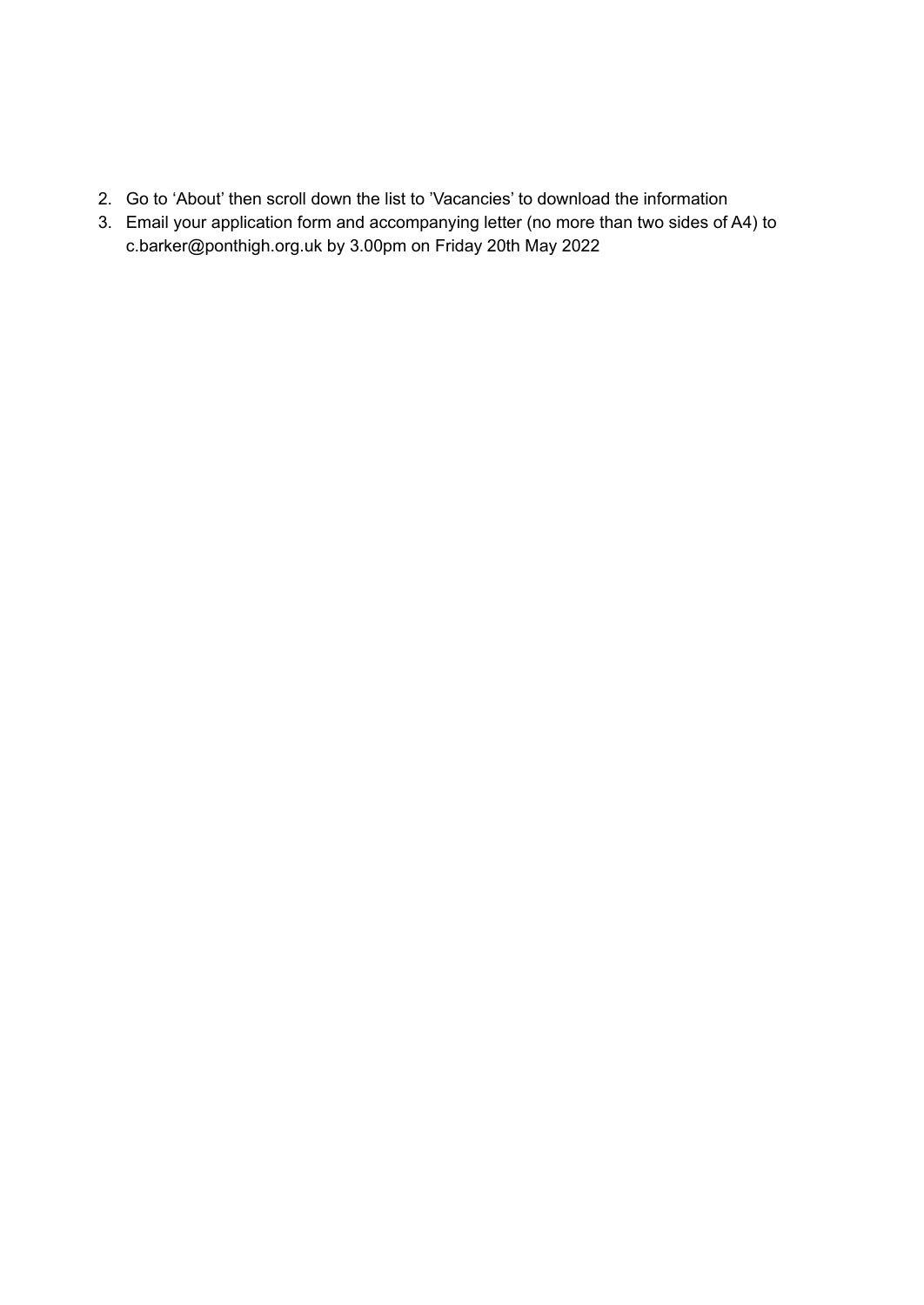2. Go to ‘About’ then scroll down the list to ’Vacancies’ to download the information
3. Email your application form and accompanying letter (no more than two sides of A4) to c.barker@ponthigh.org.uk by 3.00pm on Friday 20th May 2022